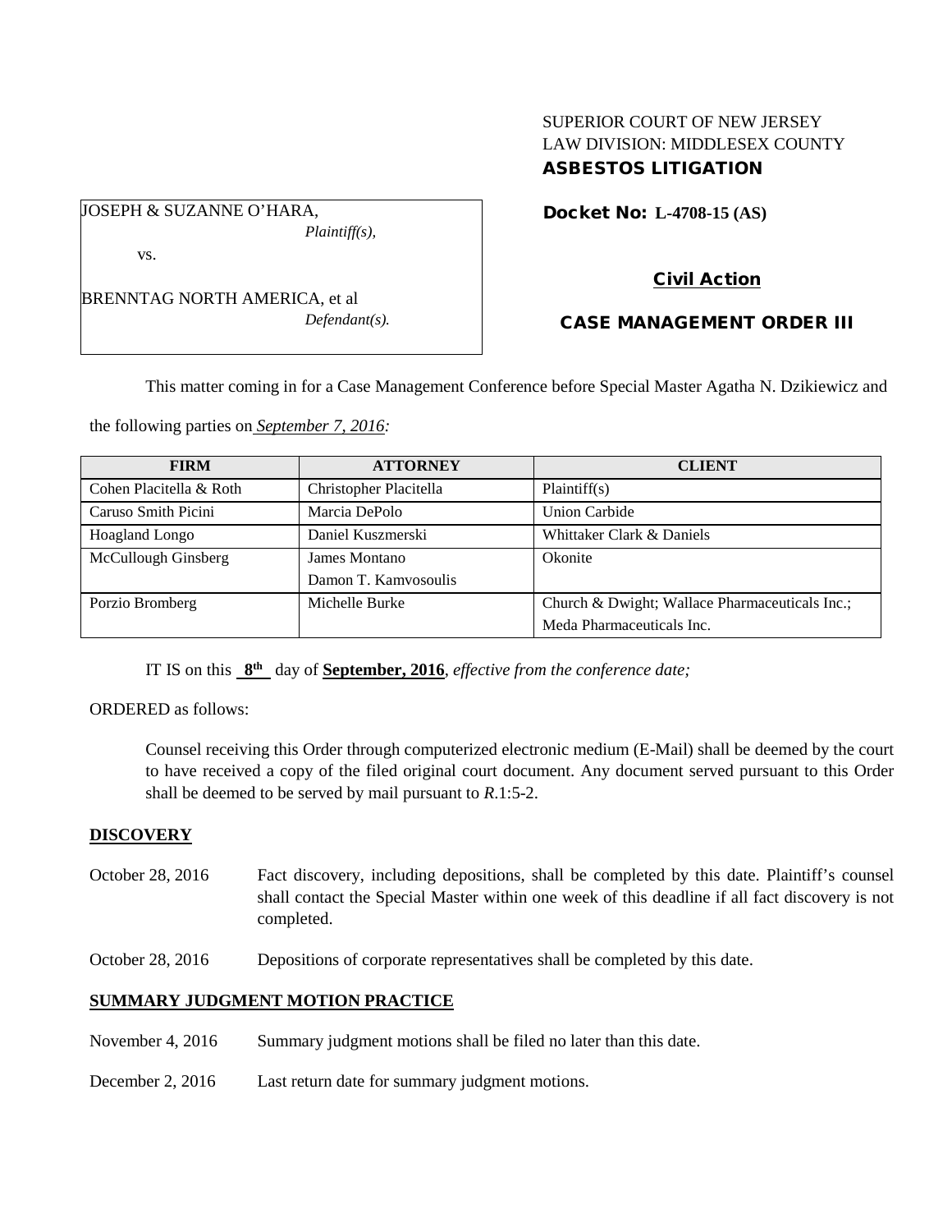SUPERIOR COURT OF NEW JERSEY
LAW DIVISION: MIDDLESEX COUNTY
**ASBESTOS LITIGATION**

JOSEPH & SUZANNE O'HARA,
*Plaintiff(s),*

vs.

BRENNTAG NORTH AMERICA, et al
*Defendant(s).*

**Docket No: L-4708-15 (AS)**

**Civil Action**

**CASE MANAGEMENT ORDER III**

This matter coming in for a Case Management Conference before Special Master Agatha N. Dzikiewicz and the following parties on *September 7, 2016:*

| FIRM | ATTORNEY | CLIENT |
|---|---|---|
| Cohen Placitella & Roth | Christopher Placitella | Plaintiff(s) |
| Caruso Smith Picini | Marcia DePolo | Union Carbide |
| Hoagland Longo | Daniel Kuszmerski | Whittaker Clark & Daniels |
| McCullough Ginsberg | James Montano<br>Damon T. Kamvosoulis | Okonite |
| Porzio Bromberg | Michelle Burke | Church & Dwight; Wallace Pharmaceuticals Inc.; Meda Pharmaceuticals Inc. |

IT IS on this **8th** day of **September, 2016**, *effective from the conference date;*

ORDERED as follows:

Counsel receiving this Order through computerized electronic medium (E-Mail) shall be deemed by the court to have received a copy of the filed original court document. Any document served pursuant to this Order shall be deemed to be served by mail pursuant to *R*.1:5-2.

**DISCOVERY**

October 28, 2016 Fact discovery, including depositions, shall be completed by this date. Plaintiff's counsel shall contact the Special Master within one week of this deadline if all fact discovery is not completed.

October 28, 2016 Depositions of corporate representatives shall be completed by this date.

**SUMMARY JUDGMENT MOTION PRACTICE**

November 4, 2016 Summary judgment motions shall be filed no later than this date.

December 2, 2016 Last return date for summary judgment motions.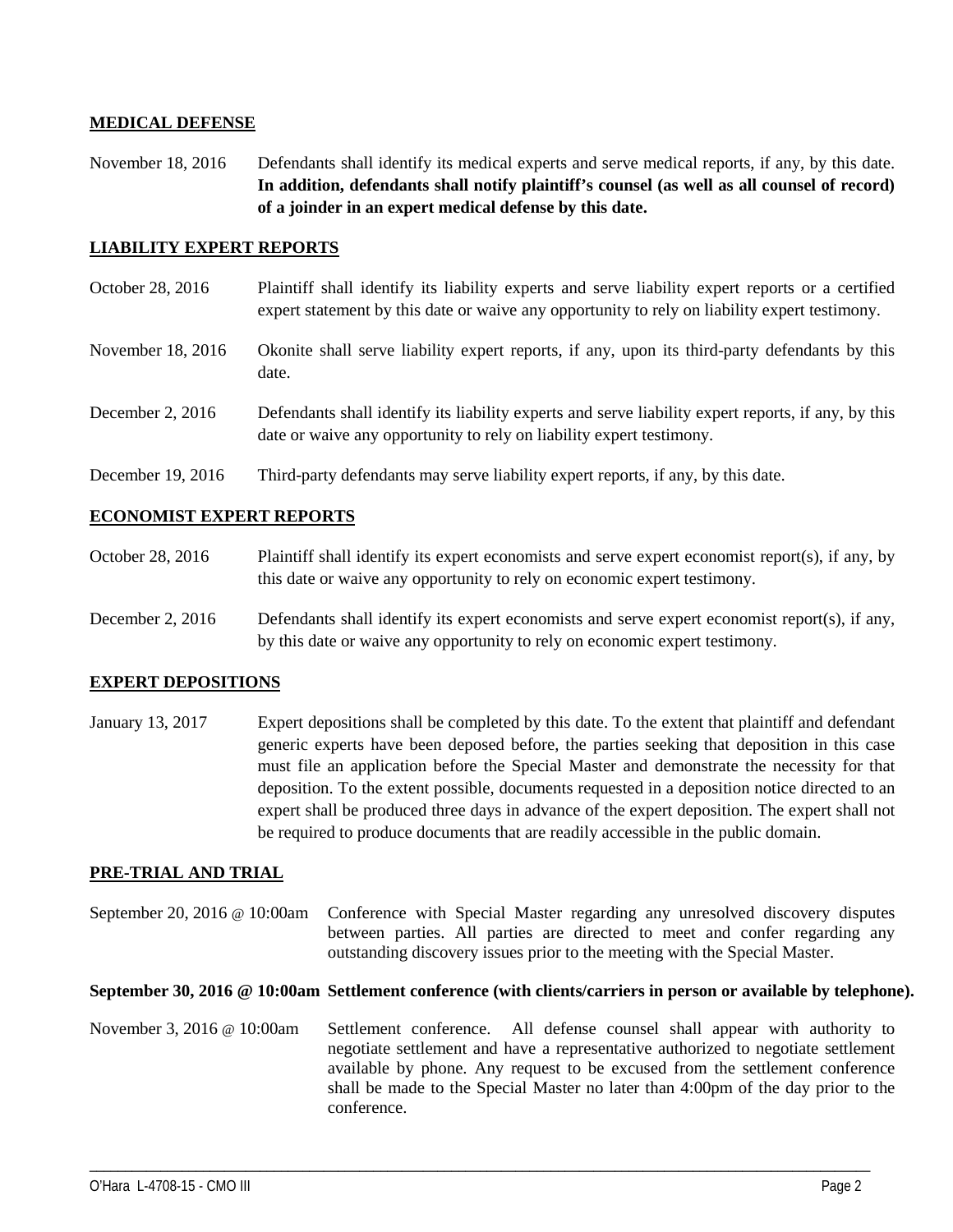## MEDICAL DEFENSE

November 18, 2016 Defendants shall identify its medical experts and serve medical reports, if any, by this date. **In addition, defendants shall notify plaintiff's counsel (as well as all counsel of record) of a joinder in an expert medical defense by this date.**

## LIABILITY EXPERT REPORTS

October 28, 2016 Plaintiff shall identify its liability experts and serve liability expert reports or a certified expert statement by this date or waive any opportunity to rely on liability expert testimony.

November 18, 2016 Okonite shall serve liability expert reports, if any, upon its third-party defendants by this date.

December 2, 2016 Defendants shall identify its liability experts and serve liability expert reports, if any, by this date or waive any opportunity to rely on liability expert testimony.

December 19, 2016 Third-party defendants may serve liability expert reports, if any, by this date.

## ECONOMIST EXPERT REPORTS

October 28, 2016 Plaintiff shall identify its expert economists and serve expert economist report(s), if any, by this date or waive any opportunity to rely on economic expert testimony.

December 2, 2016 Defendants shall identify its expert economists and serve expert economist report(s), if any, by this date or waive any opportunity to rely on economic expert testimony.

## EXPERT DEPOSITIONS

January 13, 2017 Expert depositions shall be completed by this date. To the extent that plaintiff and defendant generic experts have been deposed before, the parties seeking that deposition in this case must file an application before the Special Master and demonstrate the necessity for that deposition. To the extent possible, documents requested in a deposition notice directed to an expert shall be produced three days in advance of the expert deposition. The expert shall not be required to produce documents that are readily accessible in the public domain.

## PRE-TRIAL AND TRIAL

September 20, 2016 @ 10:00am Conference with Special Master regarding any unresolved discovery disputes between parties. All parties are directed to meet and confer regarding any outstanding discovery issues prior to the meeting with the Special Master.

**September 30, 2016 @ 10:00am Settlement conference (with clients/carriers in person or available by telephone).**

November 3, 2016 @ 10:00am Settlement conference. All defense counsel shall appear with authority to negotiate settlement and have a representative authorized to negotiate settlement available by phone. Any request to be excused from the settlement conference shall be made to the Special Master no later than 4:00pm of the day prior to the conference.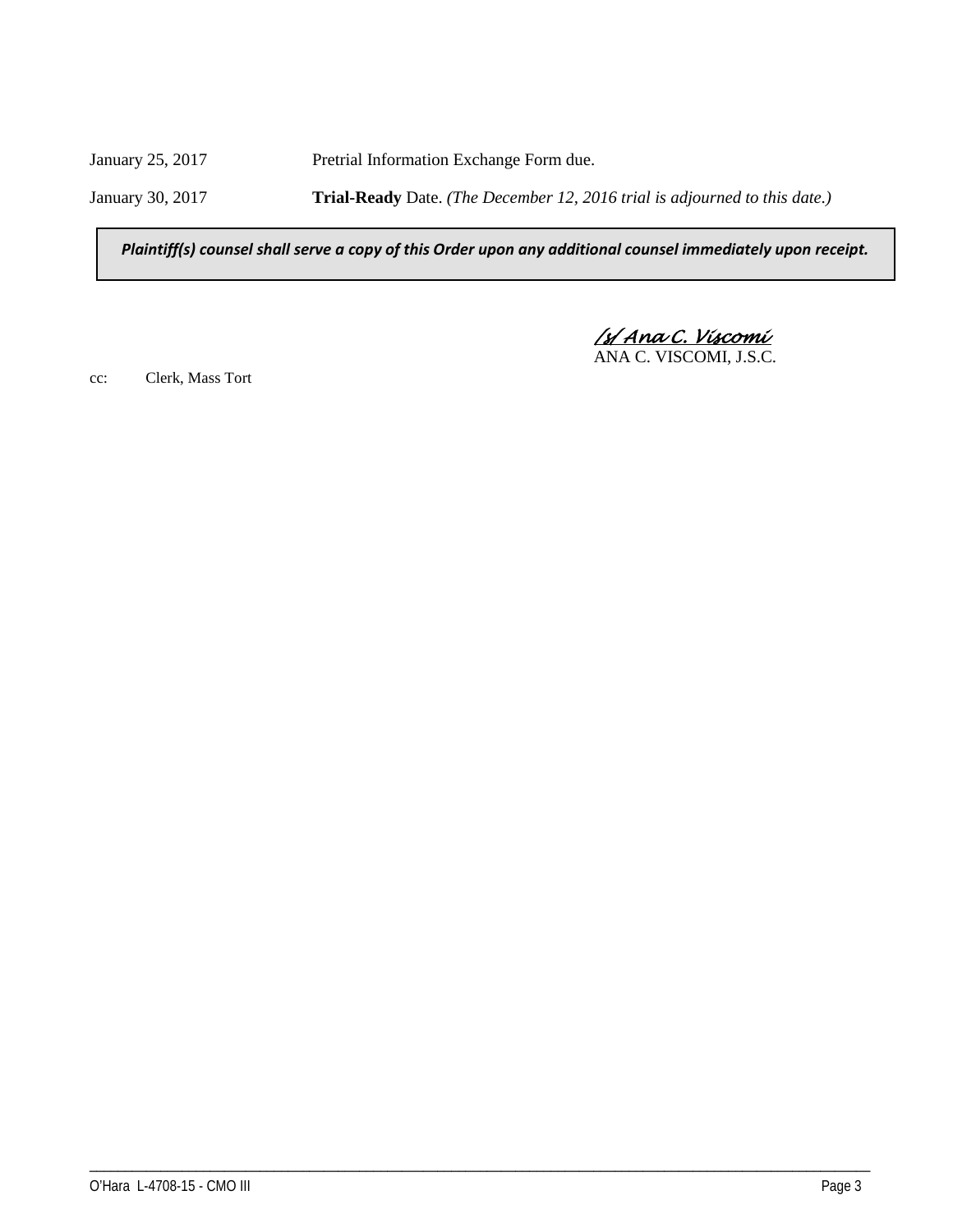| | |
|---|---|
| January 25, 2017 | Pretrial Information Exchange Form due. |
| January 30, 2017 | **Trial-Ready** Date. *(The December 12, 2016 trial is adjourned to this date.)* |

***Plaintiff(s) counsel shall serve a copy of this Order upon any additional counsel immediately upon receipt.***

*/s/ Ana C. Viscomi*
ANA C. VISCOMI, J.S.C.

cc: Clerk, Mass Tort